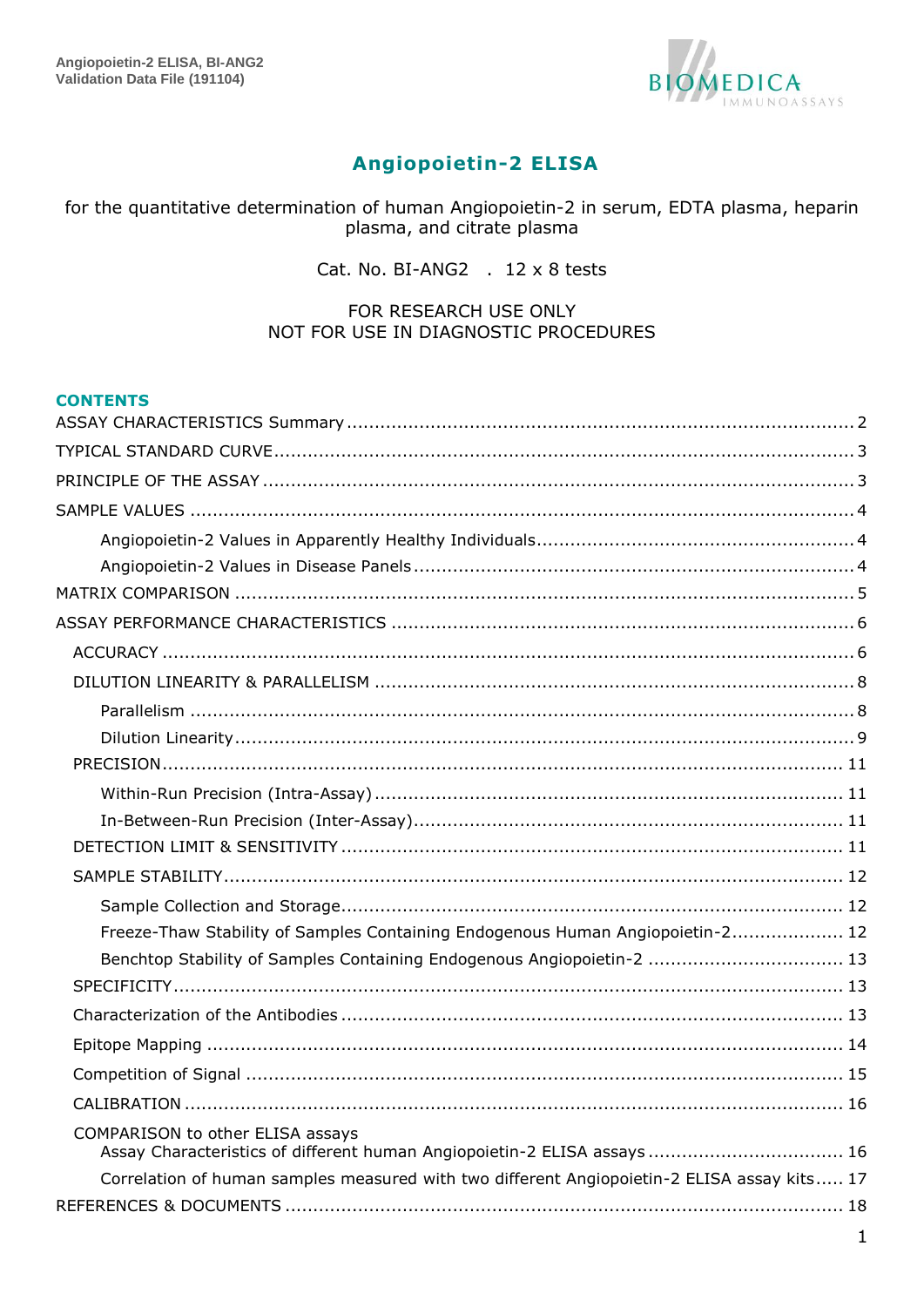# Angiopoietin-2 ELISA

for the quantitative determination of human Angiopoietin-2 in serum, EDTA plasma, heparin plasma, and citrate plasma

Cat. No. BI-ANG2 . 12 x 8 tests

FOR RESEARCH USE ONLY
NOT FOR USE IN DIAGNOSTIC PROCEDURES

## CONTENTS

ASSAY CHARACTERISTICS Summary ..... 2

TYPICAL STANDARD CURVE ..... 3

PRINCIPLE OF THE ASSAY ..... 3

SAMPLE VALUES ..... 4

- Angiopoietin-2 Values in Apparently Healthy Individuals ..... 4
- Angiopoietin-2 Values in Disease Panels ..... 4

MATRIX COMPARISON ..... 5

ASSAY PERFORMANCE CHARACTERISTICS ..... 6

- ACCURACY ..... 6
- DILUTION LINEARITY & PARALLELISM ..... 8
  - Parallelism ..... 8
  - Dilution Linearity ..... 9
- PRECISION ..... 11
  - Within-Run Precision (Intra-Assay) ..... 11
  - In-Between-Run Precision (Inter-Assay) ..... 11
- DETECTION LIMIT & SENSITIVITY ..... 11
- SAMPLE STABILITY ..... 12
  - Sample Collection and Storage ..... 12
  - Freeze-Thaw Stability of Samples Containing Endogenous Human Angiopoietin-2 ..... 12
  - Benchtop Stability of Samples Containing Endogenous Angiopoietin-2 ..... 13
- SPECIFICITY ..... 13
- Characterization of the Antibodies ..... 13
- Epitope Mapping ..... 14
- Competition of Signal ..... 15
- CALIBRATION ..... 16
- COMPARISON to other ELISA assays
  - Assay Characteristics of different human Angiopoietin-2 ELISA assays ..... 16
  - Correlation of human samples measured with two different Angiopoietin-2 ELISA assay kits ..... 17

REFERENCES & DOCUMENTS ..... 18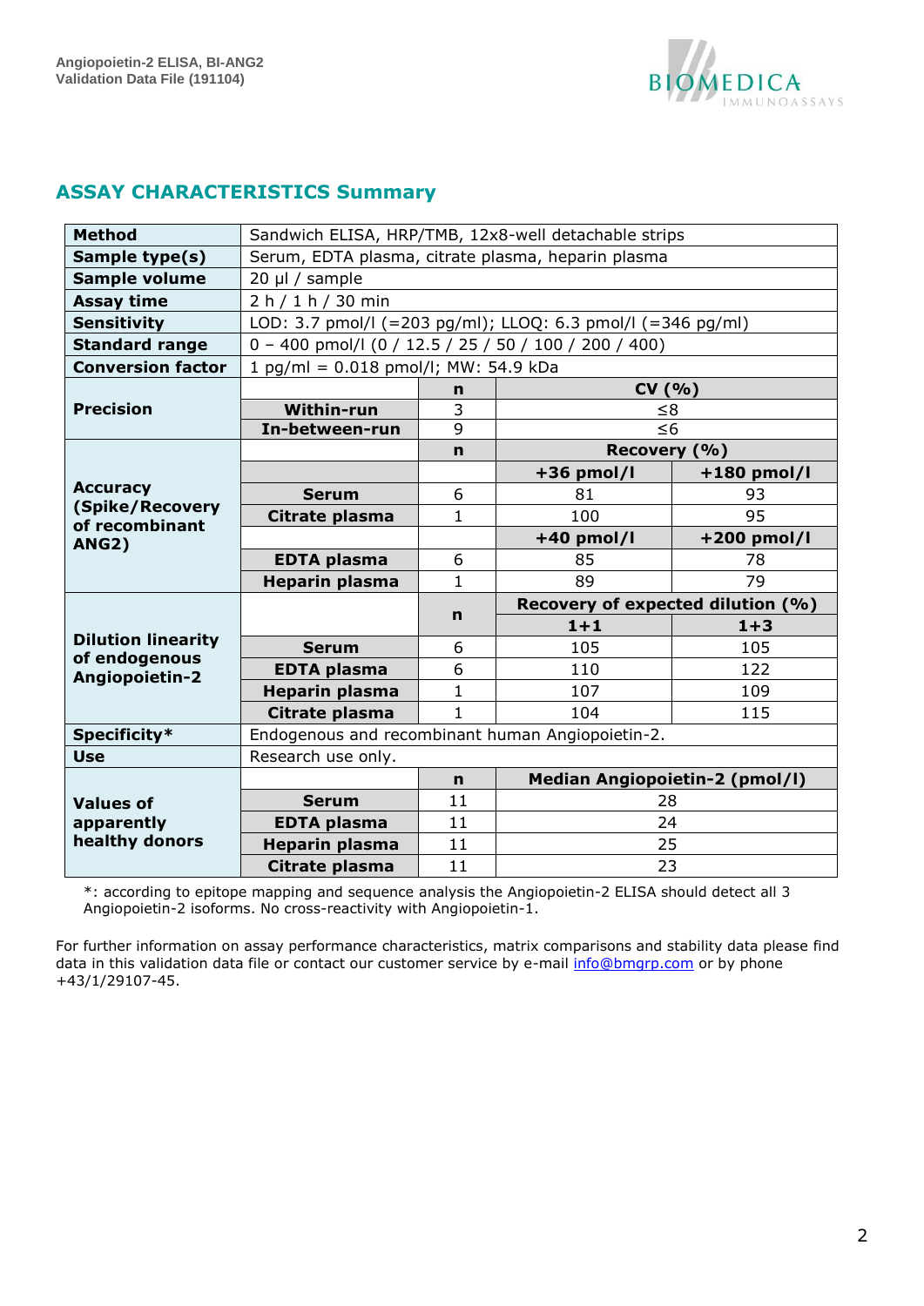## ASSAY CHARACTERISTICS Summary

| | | | | |
|---|---|---|---|---|
| **Method** | Sandwich ELISA, HRP/TMB, 12x8-well detachable strips | | | |
| **Sample type(s)** | Serum, EDTA plasma, citrate plasma, heparin plasma | | | |
| **Sample volume** | 20 µl / sample | | | |
| **Assay time** | 2 h / 1 h / 30 min | | | |
| **Sensitivity** | LOD: 3.7 pmol/l (=203 pg/ml); LLOQ: 6.3 pmol/l (=346 pg/ml) | | | |
| **Standard range** | 0 – 400 pmol/l (0 / 12.5 / 25 / 50 / 100 / 200 / 400) | | | |
| **Conversion factor** | 1 pg/ml = 0.018 pmol/l; MW: 54.9 kDa | | | |
| **Precision** | | **n** | **CV (%)** | |
| | **Within-run** | 3 | ≤8 | |
| | **In-between-run** | 9 | ≤6 | |
| **Accuracy (Spike/Recovery of recombinant ANG2)** | | **n** | **Recovery (%)** | |
| | | | **+36 pmol/l** | **+180 pmol/l** |
| | **Serum** | 6 | 81 | 93 |
| | **Citrate plasma** | 1 | 100 | 95 |
| | | | **+40 pmol/l** | **+200 pmol/l** |
| | **EDTA plasma** | 6 | 85 | 78 |
| | **Heparin plasma** | 1 | 89 | 79 |
| **Dilution linearity of endogenous Angiopoietin-2** | | **n** | **Recovery of expected dilution (%)** | |
| | | | **1+1** | **1+3** |
| | **Serum** | 6 | 105 | 105 |
| | **EDTA plasma** | 6 | 110 | 122 |
| | **Heparin plasma** | 1 | 107 | 109 |
| | **Citrate plasma** | 1 | 104 | 115 |
| **Specificity*** | Endogenous and recombinant human Angiopoietin-2. | | | |
| **Use** | Research use only. | | | |
| **Values of apparently healthy donors** | | **n** | **Median Angiopoietin-2 (pmol/l)** | |
| | **Serum** | 11 | 28 | |
| | **EDTA plasma** | 11 | 24 | |
| | **Heparin plasma** | 11 | 25 | |
| | **Citrate plasma** | 11 | 23 | |

*: according to epitope mapping and sequence analysis the Angiopoietin-2 ELISA should detect all 3 Angiopoietin-2 isoforms. No cross-reactivity with Angiopoietin-1.

For further information on assay performance characteristics, matrix comparisons and stability data please find data in this validation data file or contact our customer service by e-mail info@bmgrp.com or by phone +43/1/29107-45.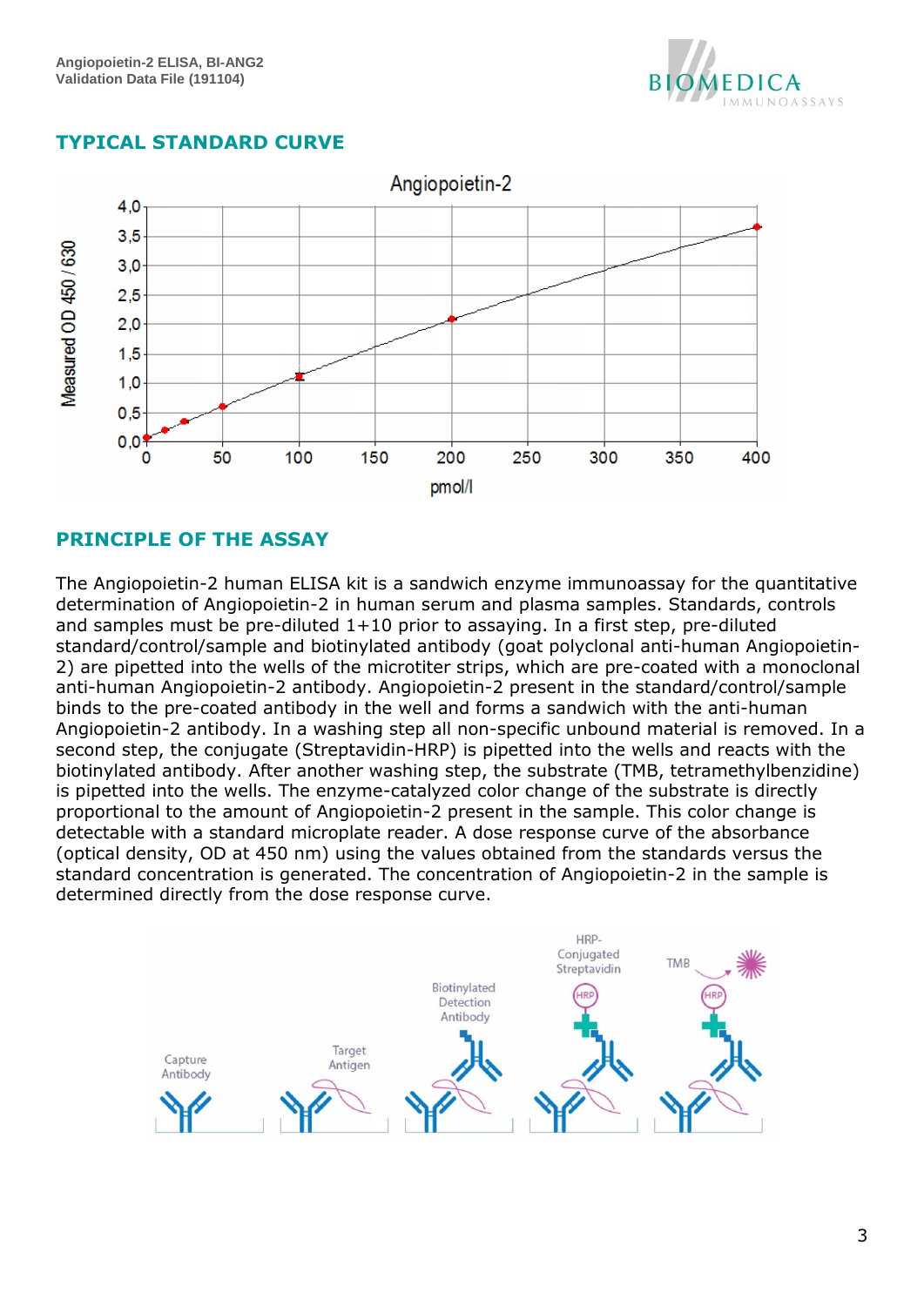## TYPICAL STANDARD CURVE

## PRINCIPLE OF THE ASSAY

The Angiopoietin-2 human ELISA kit is a sandwich enzyme immunoassay for the quantitative determination of Angiopoietin-2 in human serum and plasma samples. Standards, controls and samples must be pre-diluted 1+10 prior to assaying. In a first step, pre-diluted standard/control/sample and biotinylated antibody (goat polyclonal anti-human Angiopoietin-2) are pipetted into the wells of the microtiter strips, which are pre-coated with a monoclonal anti-human Angiopoietin-2 antibody. Angiopoietin-2 present in the standard/control/sample binds to the pre-coated antibody in the well and forms a sandwich with the anti-human Angiopoietin-2 antibody. In a washing step all non-specific unbound material is removed. In a second step, the conjugate (Streptavidin-HRP) is pipetted into the wells and reacts with the biotinylated antibody. After another washing step, the substrate (TMB, tetramethylbenzidine) is pipetted into the wells. The enzyme-catalyzed color change of the substrate is directly proportional to the amount of Angiopoietin-2 present in the sample. This color change is detectable with a standard microplate reader. A dose response curve of the absorbance (optical density, OD at 450 nm) using the values obtained from the standards versus the standard concentration is generated. The concentration of Angiopoietin-2 in the sample is determined directly from the dose response curve.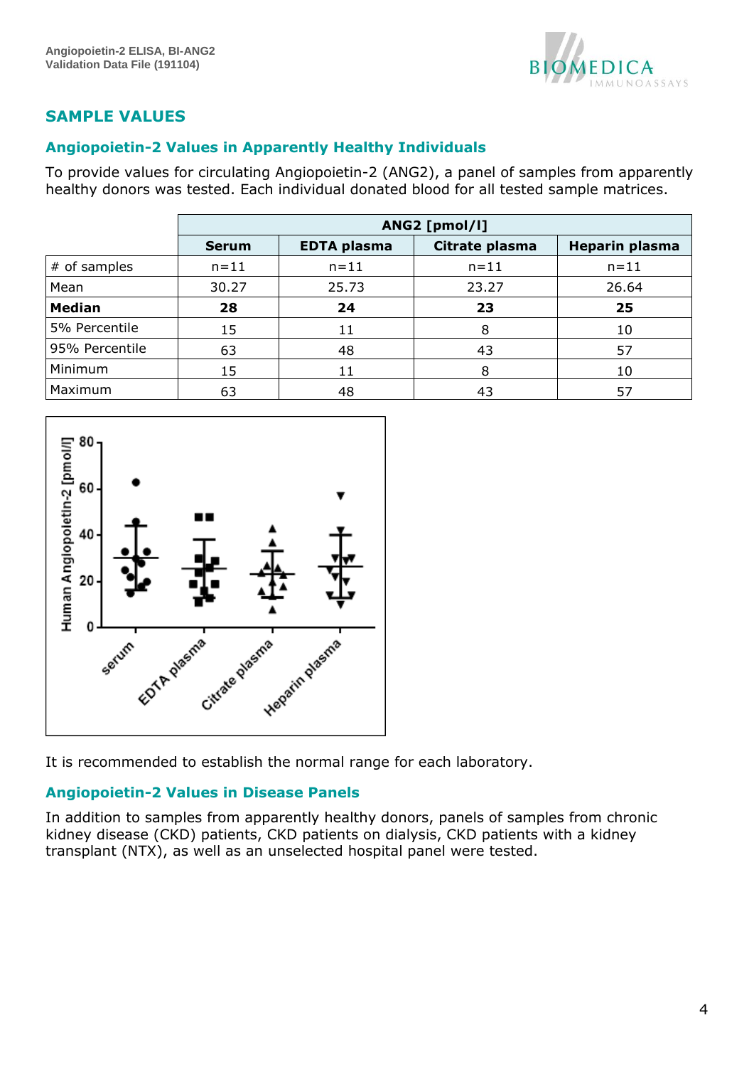## SAMPLE VALUES

### Angiopoietin-2 Values in Apparently Healthy Individuals

To provide values for circulating Angiopoietin-2 (ANG2), a panel of samples from apparently healthy donors was tested. Each individual donated blood for all tested sample matrices.

| | ANG2 [pmol/l] | | | |
|---|---|---|---|---|
| | **Serum** | **EDTA plasma** | **Citrate plasma** | **Heparin plasma** |
| # of samples | n=11 | n=11 | n=11 | n=11 |
| Mean | 30.27 | 25.73 | 23.27 | 26.64 |
| **Median** | **28** | **24** | **23** | **25** |
| 5% Percentile | 15 | 11 | 8 | 10 |
| 95% Percentile | 63 | 48 | 43 | 57 |
| Minimum | 15 | 11 | 8 | 10 |
| Maximum | 63 | 48 | 43 | 57 |

It is recommended to establish the normal range for each laboratory.

### Angiopoietin-2 Values in Disease Panels

In addition to samples from apparently healthy donors, panels of samples from chronic kidney disease (CKD) patients, CKD patients on dialysis, CKD patients with a kidney transplant (NTX), as well as an unselected hospital panel were tested.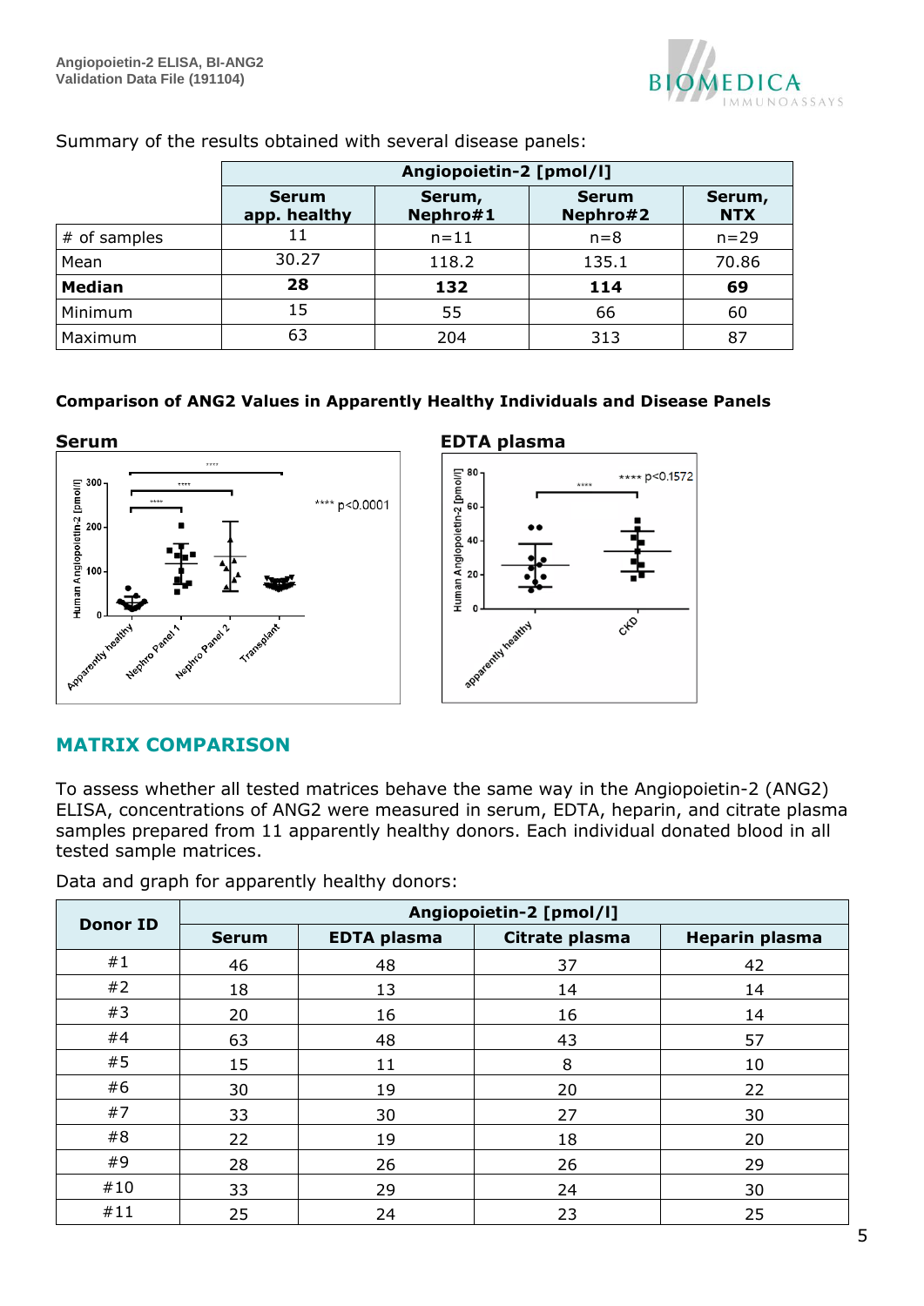Summary of the results obtained with several disease panels:

| | Angiopoietin-2 [pmol/l] | | | |
|---|---|---|---|---|
| | Serum app. healthy | Serum, Nephro#1 | Serum Nephro#2 | Serum, NTX |
| # of samples | 11 | n=11 | n=8 | n=29 |
| Mean | 30.27 | 118.2 | 135.1 | 70.86 |
| **Median** | **28** | **132** | **114** | **69** |
| Minimum | 15 | 55 | 66 | 60 |
| Maximum | 63 | 204 | 313 | 87 |

**Comparison of ANG2 Values in Apparently Healthy Individuals and Disease Panels**

**Serum**

**EDTA plasma**

## MATRIX COMPARISON

To assess whether all tested matrices behave the same way in the Angiopoietin-2 (ANG2) ELISA, concentrations of ANG2 were measured in serum, EDTA, heparin, and citrate plasma samples prepared from 11 apparently healthy donors. Each individual donated blood in all tested sample matrices.

Data and graph for apparently healthy donors:

| Donor ID | Angiopoietin-2 [pmol/l] | | | |
|---|---|---|---|---|
| | Serum | EDTA plasma | Citrate plasma | Heparin plasma |
| #1 | 46 | 48 | 37 | 42 |
| #2 | 18 | 13 | 14 | 14 |
| #3 | 20 | 16 | 16 | 14 |
| #4 | 63 | 48 | 43 | 57 |
| #5 | 15 | 11 | 8 | 10 |
| #6 | 30 | 19 | 20 | 22 |
| #7 | 33 | 30 | 27 | 30 |
| #8 | 22 | 19 | 18 | 20 |
| #9 | 28 | 26 | 26 | 29 |
| #10 | 33 | 29 | 24 | 30 |
| #11 | 25 | 24 | 23 | 25 |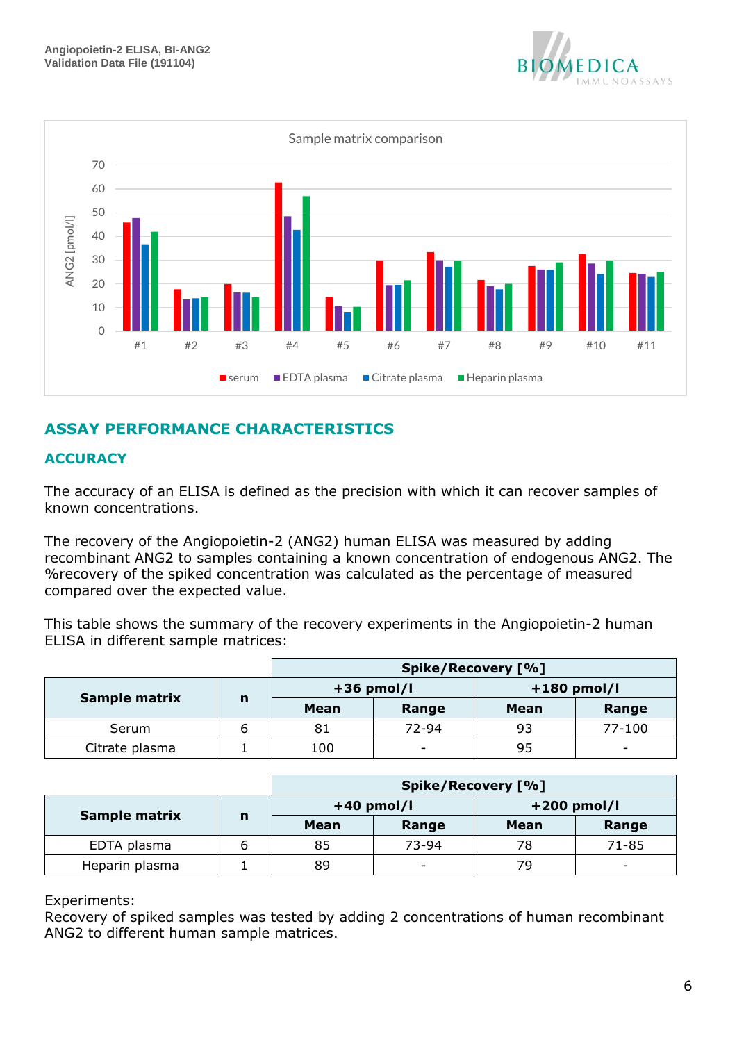Sample matrix comparison

ASSAY PERFORMANCE CHARACTERISTICS

## ACCURACY

The accuracy of an ELISA is defined as the precision with which it can recover samples of known concentrations.

The recovery of the Angiopoietin-2 (ANG2) human ELISA was measured by adding recombinant ANG2 to samples containing a known concentration of endogenous ANG2. The %recovery of the spiked concentration was calculated as the percentage of measured compared over the expected value.

This table shows the summary of the recovery experiments in the Angiopoietin-2 human ELISA in different sample matrices:

| Sample matrix | n | Spike/Recovery [%] | | | |
|---|---|---|---|---|---|
| | | +36 pmol/l | | +180 pmol/l | |
| | | Mean | Range | Mean | Range |
| Serum | 6 | 81 | 72-94 | 93 | 77-100 |
| Citrate plasma | 1 | 100 | - | 95 | - |

| Sample matrix | n | Spike/Recovery [%] | | | |
|---|---|---|---|---|---|
| | | +40 pmol/l | | +200 pmol/l | |
| | | Mean | Range | Mean | Range |
| EDTA plasma | 6 | 85 | 73-94 | 78 | 71-85 |
| Heparin plasma | 1 | 89 | - | 79 | - |

Experiments:
Recovery of spiked samples was tested by adding 2 concentrations of human recombinant ANG2 to different human sample matrices.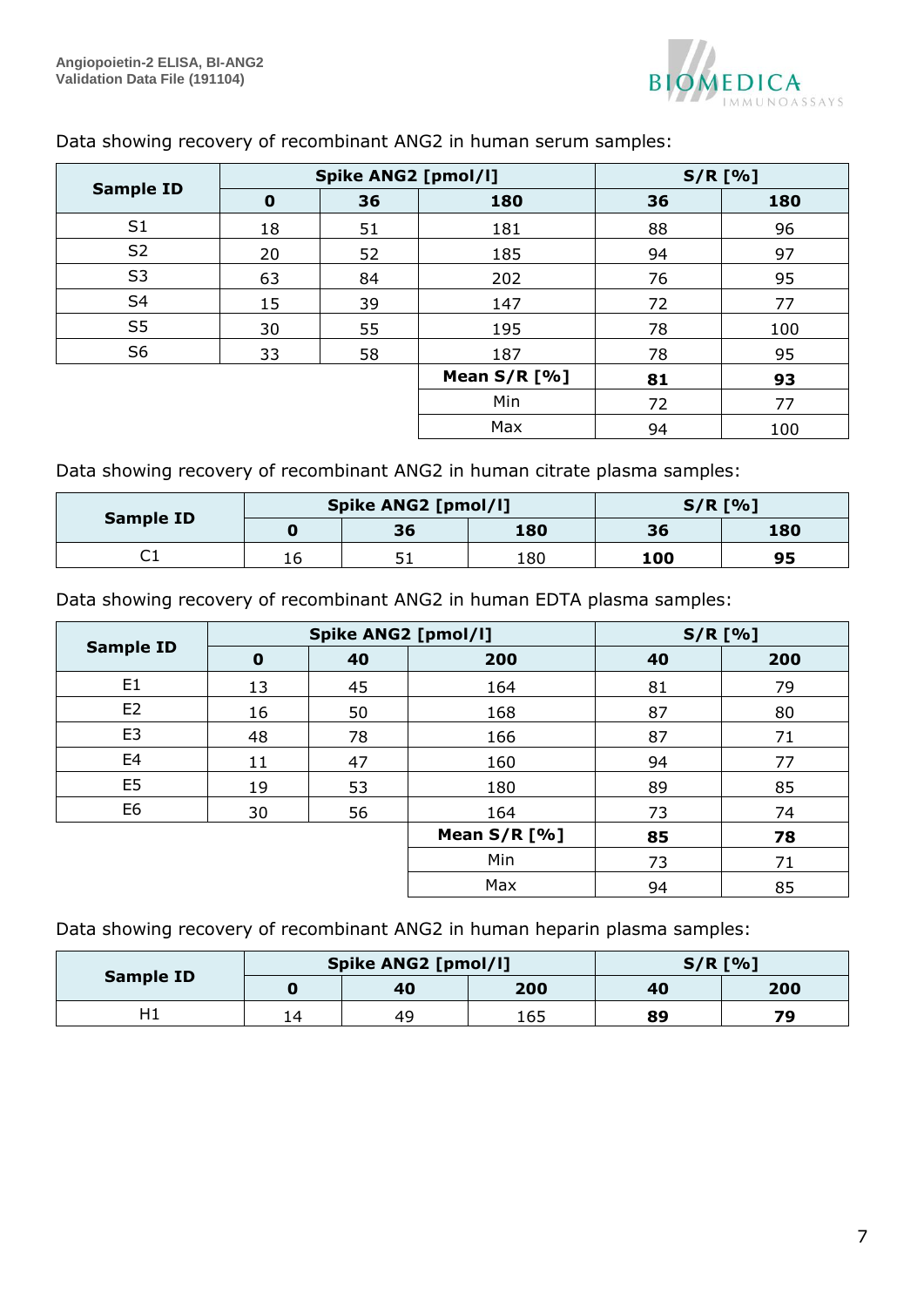Data showing recovery of recombinant ANG2 in human serum samples:

| Sample ID | Spike ANG2 [pmol/l] | | | S/R [%] | |
|---|---|---|---|---|---|
| | **0** | **36** | **180** | **36** | **180** |
| S1 | 18 | 51 | 181 | 88 | 96 |
| S2 | 20 | 52 | 185 | 94 | 97 |
| S3 | 63 | 84 | 202 | 76 | 95 |
| S4 | 15 | 39 | 147 | 72 | 77 |
| S5 | 30 | 55 | 195 | 78 | 100 |
| S6 | 33 | 58 | 187 | 78 | 95 |
| | | | **Mean S/R [%]** | **81** | **93** |
| | | | Min | 72 | 77 |
| | | | Max | 94 | 100 |

Data showing recovery of recombinant ANG2 in human citrate plasma samples:

| Sample ID | Spike ANG2 [pmol/l] | | | S/R [%] | |
|---|---|---|---|---|---|
| | **0** | **36** | **180** | **36** | **180** |
| C1 | 16 | 51 | 180 | **100** | **95** |

Data showing recovery of recombinant ANG2 in human EDTA plasma samples:

| Sample ID | Spike ANG2 [pmol/l] | | | S/R [%] | |
|---|---|---|---|---|---|
| | **0** | **40** | **200** | **40** | **200** |
| E1 | 13 | 45 | 164 | 81 | 79 |
| E2 | 16 | 50 | 168 | 87 | 80 |
| E3 | 48 | 78 | 166 | 87 | 71 |
| E4 | 11 | 47 | 160 | 94 | 77 |
| E5 | 19 | 53 | 180 | 89 | 85 |
| E6 | 30 | 56 | 164 | 73 | 74 |
| | | | **Mean S/R [%]** | **85** | **78** |
| | | | Min | 73 | 71 |
| | | | Max | 94 | 85 |

Data showing recovery of recombinant ANG2 in human heparin plasma samples:

| Sample ID | Spike ANG2 [pmol/l] | | | S/R [%] | |
|---|---|---|---|---|---|
| | **0** | **40** | **200** | **40** | **200** |
| H1 | 14 | 49 | 165 | **89** | **79** |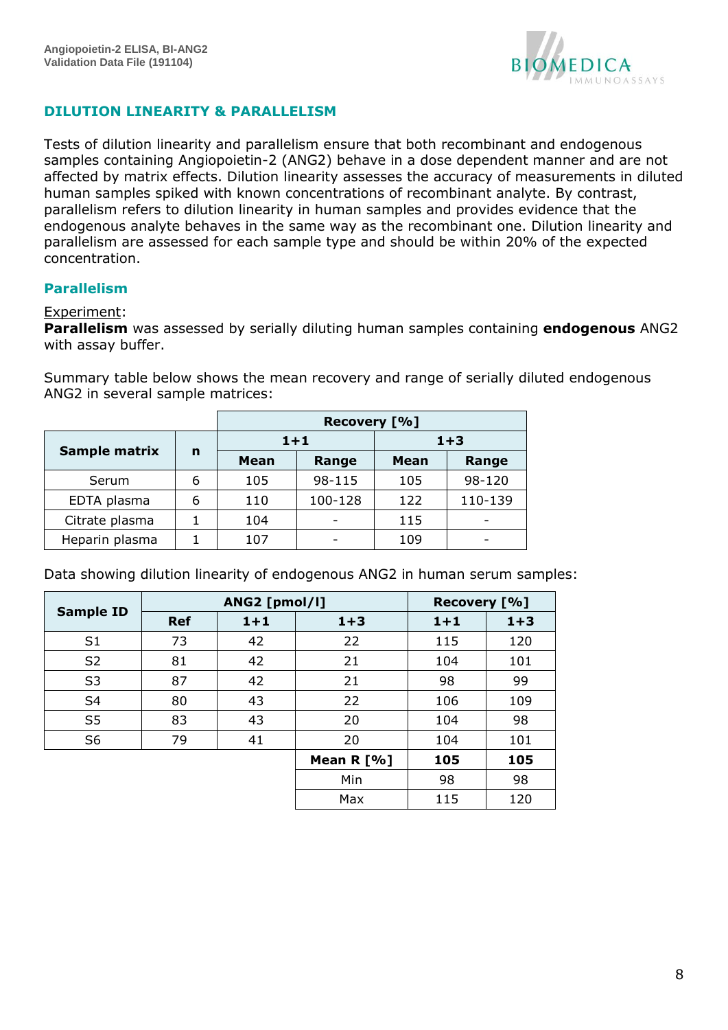## DILUTION LINEARITY & PARALLELISM

Tests of dilution linearity and parallelism ensure that both recombinant and endogenous samples containing Angiopoietin-2 (ANG2) behave in a dose dependent manner and are not affected by matrix effects. Dilution linearity assesses the accuracy of measurements in diluted human samples spiked with known concentrations of recombinant analyte. By contrast, parallelism refers to dilution linearity in human samples and provides evidence that the endogenous analyte behaves in the same way as the recombinant one. Dilution linearity and parallelism are assessed for each sample type and should be within 20% of the expected concentration.

### Parallelism

Experiment:
**Parallelism** was assessed by serially diluting human samples containing **endogenous** ANG2 with assay buffer.

Summary table below shows the mean recovery and range of serially diluted endogenous ANG2 in several sample matrices:

| Sample matrix | n | Recovery [%] | | | |
|---|---|---|---|---|---|
| | | 1+1 | | 1+3 | |
| | | Mean | Range | Mean | Range |
| Serum | 6 | 105 | 98-115 | 105 | 98-120 |
| EDTA plasma | 6 | 110 | 100-128 | 122 | 110-139 |
| Citrate plasma | 1 | 104 | - | 115 | - |
| Heparin plasma | 1 | 107 | - | 109 | - |

Data showing dilution linearity of endogenous ANG2 in human serum samples:

| Sample ID | ANG2 [pmol/l] | | | Recovery [%] | |
|---|---|---|---|---|---|
| | Ref | 1+1 | 1+3 | 1+1 | 1+3 |
| S1 | 73 | 42 | 22 | 115 | 120 |
| S2 | 81 | 42 | 21 | 104 | 101 |
| S3 | 87 | 42 | 21 | 98 | 99 |
| S4 | 80 | 43 | 22 | 106 | 109 |
| S5 | 83 | 43 | 20 | 104 | 98 |
| S6 | 79 | 41 | 20 | 104 | 101 |
| | | | **Mean R [%]** | **105** | **105** |
| | | | Min | 98 | 98 |
| | | | Max | 115 | 120 |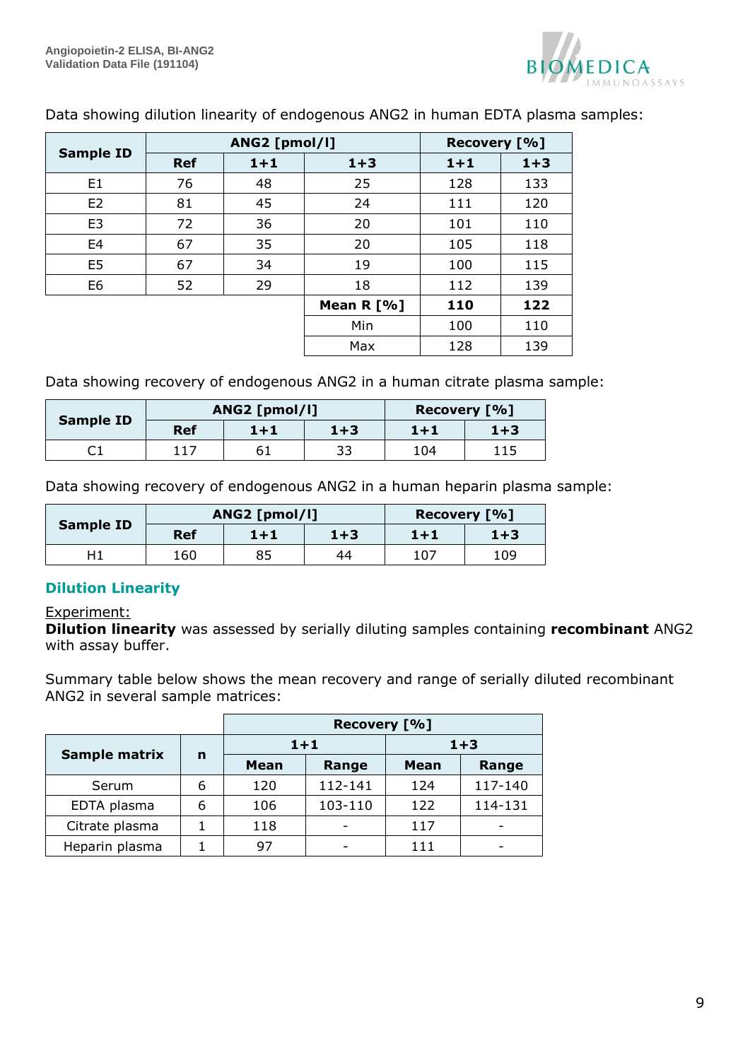Data showing dilution linearity of endogenous ANG2 in human EDTA plasma samples:

| Sample ID | ANG2 [pmol/l] | | | Recovery [%] | |
|---|---|---|---|---|---|
| | **Ref** | **1+1** | **1+3** | **1+1** | **1+3** |
| E1 | 76 | 48 | 25 | 128 | 133 |
| E2 | 81 | 45 | 24 | 111 | 120 |
| E3 | 72 | 36 | 20 | 101 | 110 |
| E4 | 67 | 35 | 20 | 105 | 118 |
| E5 | 67 | 34 | 19 | 100 | 115 |
| E6 | 52 | 29 | 18 | 112 | 139 |
| | | | **Mean R [%]** | **110** | **122** |
| | | | Min | 100 | 110 |
| | | | Max | 128 | 139 |

Data showing recovery of endogenous ANG2 in a human citrate plasma sample:

| Sample ID | ANG2 [pmol/l] | | | Recovery [%] | |
|---|---|---|---|---|---|
| | **Ref** | **1+1** | **1+3** | **1+1** | **1+3** |
| C1 | 117 | 61 | 33 | 104 | 115 |

Data showing recovery of endogenous ANG2 in a human heparin plasma sample:

| Sample ID | ANG2 [pmol/l] | | | Recovery [%] | |
|---|---|---|---|---|---|
| | **Ref** | **1+1** | **1+3** | **1+1** | **1+3** |
| H1 | 160 | 85 | 44 | 107 | 109 |

## Dilution Linearity

Experiment:

**Dilution linearity** was assessed by serially diluting samples containing **recombinant** ANG2 with assay buffer.

Summary table below shows the mean recovery and range of serially diluted recombinant ANG2 in several sample matrices:

| Sample matrix | n | Recovery [%] | | | |
|---|---|---|---|---|---|
| | | **1+1** | | **1+3** | |
| | | **Mean** | **Range** | **Mean** | **Range** |
| Serum | 6 | 120 | 112-141 | 124 | 117-140 |
| EDTA plasma | 6 | 106 | 103-110 | 122 | 114-131 |
| Citrate plasma | 1 | 118 | - | 117 | - |
| Heparin plasma | 1 | 97 | - | 111 | - |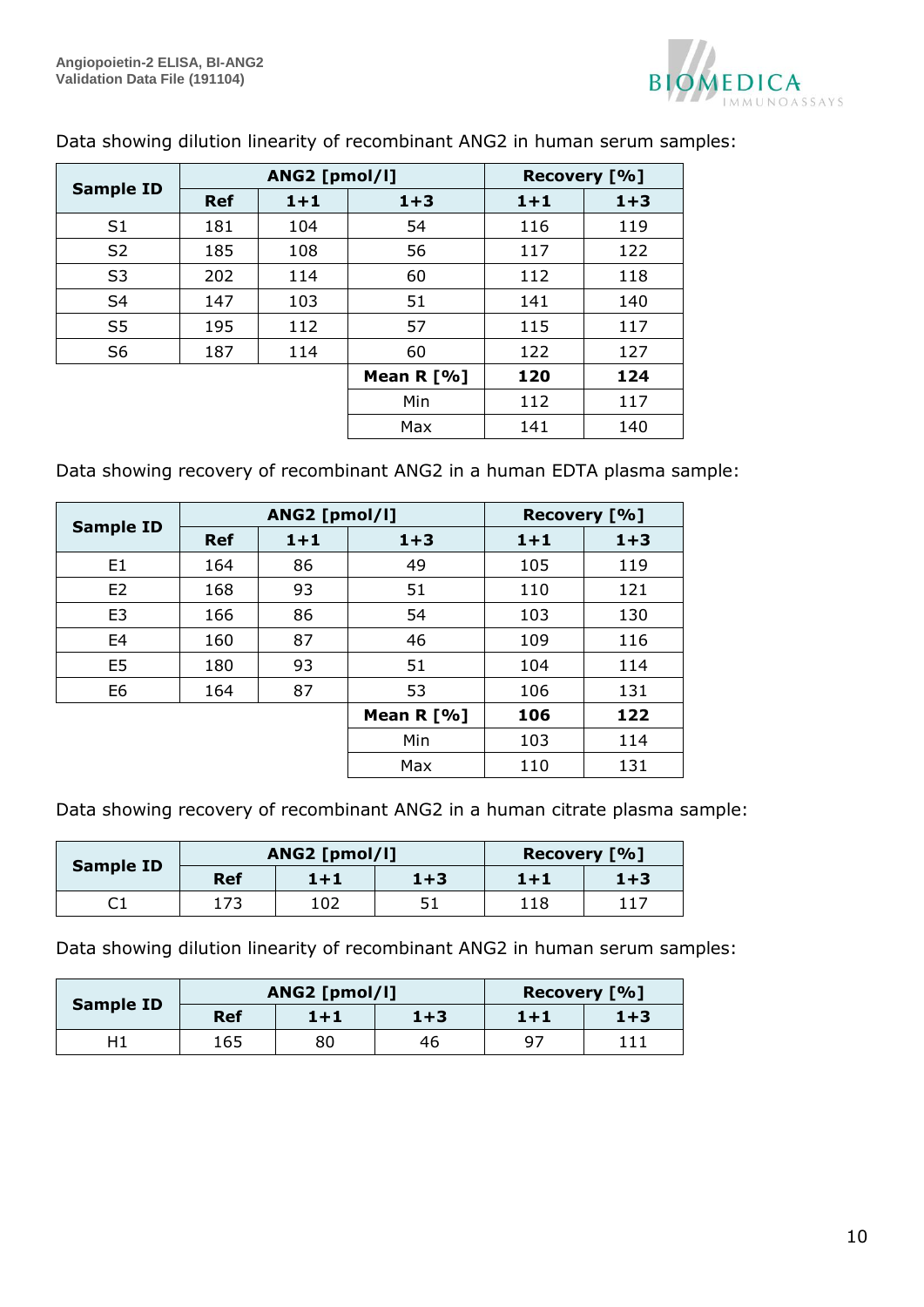Data showing dilution linearity of recombinant ANG2 in human serum samples:

| Sample ID | ANG2 [pmol/l] | | | Recovery [%] | |
|---|---|---|---|---|---|
| | Ref | 1+1 | 1+3 | 1+1 | 1+3 |
| S1 | 181 | 104 | 54 | 116 | 119 |
| S2 | 185 | 108 | 56 | 117 | 122 |
| S3 | 202 | 114 | 60 | 112 | 118 |
| S4 | 147 | 103 | 51 | 141 | 140 |
| S5 | 195 | 112 | 57 | 115 | 117 |
| S6 | 187 | 114 | 60 | 122 | 127 |
| | | | **Mean R [%]** | **120** | **124** |
| | | | Min | 112 | 117 |
| | | | Max | 141 | 140 |

Data showing recovery of recombinant ANG2 in a human EDTA plasma sample:

| Sample ID | ANG2 [pmol/l] | | | Recovery [%] | |
|---|---|---|---|---|---|
| | Ref | 1+1 | 1+3 | 1+1 | 1+3 |
| E1 | 164 | 86 | 49 | 105 | 119 |
| E2 | 168 | 93 | 51 | 110 | 121 |
| E3 | 166 | 86 | 54 | 103 | 130 |
| E4 | 160 | 87 | 46 | 109 | 116 |
| E5 | 180 | 93 | 51 | 104 | 114 |
| E6 | 164 | 87 | 53 | 106 | 131 |
| | | | **Mean R [%]** | **106** | **122** |
| | | | Min | 103 | 114 |
| | | | Max | 110 | 131 |

Data showing recovery of recombinant ANG2 in a human citrate plasma sample:

| Sample ID | ANG2 [pmol/l] | | | Recovery [%] | |
|---|---|---|---|---|---|
| | Ref | 1+1 | 1+3 | 1+1 | 1+3 |
| C1 | 173 | 102 | 51 | 118 | 117 |

Data showing dilution linearity of recombinant ANG2 in human serum samples:

| Sample ID | ANG2 [pmol/l] | | | Recovery [%] | |
|---|---|---|---|---|---|
| | Ref | 1+1 | 1+3 | 1+1 | 1+3 |
| H1 | 165 | 80 | 46 | 97 | 111 |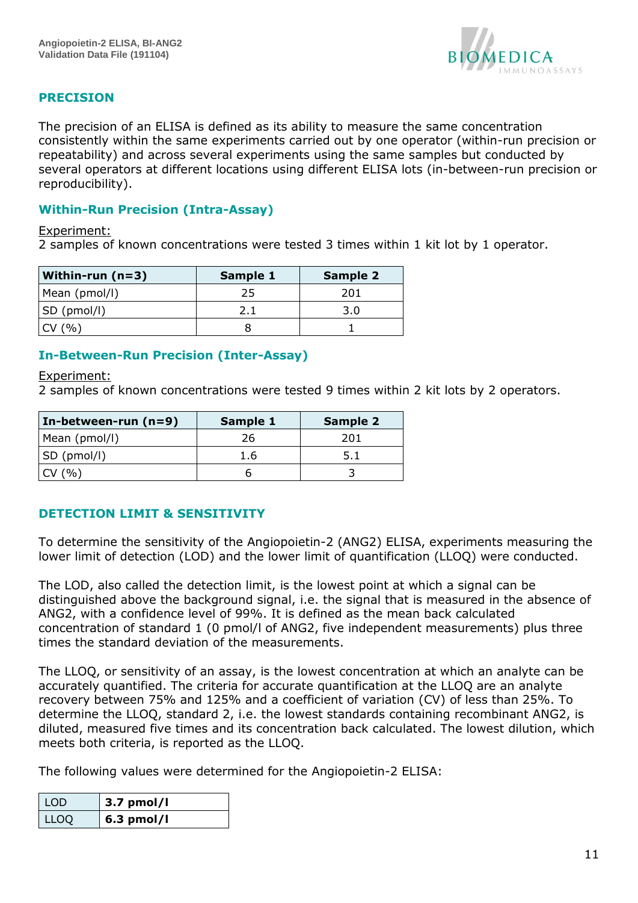## PRECISION

The precision of an ELISA is defined as its ability to measure the same concentration consistently within the same experiments carried out by one operator (within-run precision or repeatability) and across several experiments using the same samples but conducted by several operators at different locations using different ELISA lots (in-between-run precision or reproducibility).

### Within-Run Precision (Intra-Assay)

Experiment:
2 samples of known concentrations were tested 3 times within 1 kit lot by 1 operator.

| Within-run (n=3) | Sample 1 | Sample 2 |
|---|---|---|
| Mean (pmol/l) | 25 | 201 |
| SD (pmol/l) | 2.1 | 3.0 |
| CV (%) | 8 | 1 |

### In-Between-Run Precision (Inter-Assay)

Experiment:
2 samples of known concentrations were tested 9 times within 2 kit lots by 2 operators.

| In-between-run (n=9) | Sample 1 | Sample 2 |
|---|---|---|
| Mean (pmol/l) | 26 | 201 |
| SD (pmol/l) | 1.6 | 5.1 |
| CV (%) | 6 | 3 |

## DETECTION LIMIT & SENSITIVITY

To determine the sensitivity of the Angiopoietin-2 (ANG2) ELISA, experiments measuring the lower limit of detection (LOD) and the lower limit of quantification (LLOQ) were conducted.

The LOD, also called the detection limit, is the lowest point at which a signal can be distinguished above the background signal, i.e. the signal that is measured in the absence of ANG2, with a confidence level of 99%. It is defined as the mean back calculated concentration of standard 1 (0 pmol/l of ANG2, five independent measurements) plus three times the standard deviation of the measurements.

The LLOQ, or sensitivity of an assay, is the lowest concentration at which an analyte can be accurately quantified. The criteria for accurate quantification at the LLOQ are an analyte recovery between 75% and 125% and a coefficient of variation (CV) of less than 25%. To determine the LLOQ, standard 2, i.e. the lowest standards containing recombinant ANG2, is diluted, measured five times and its concentration back calculated. The lowest dilution, which meets both criteria, is reported as the LLOQ.

The following values were determined for the Angiopoietin-2 ELISA:

| LOD | **3.7 pmol/l** |
|---|---|
| LLOQ | **6.3 pmol/l** |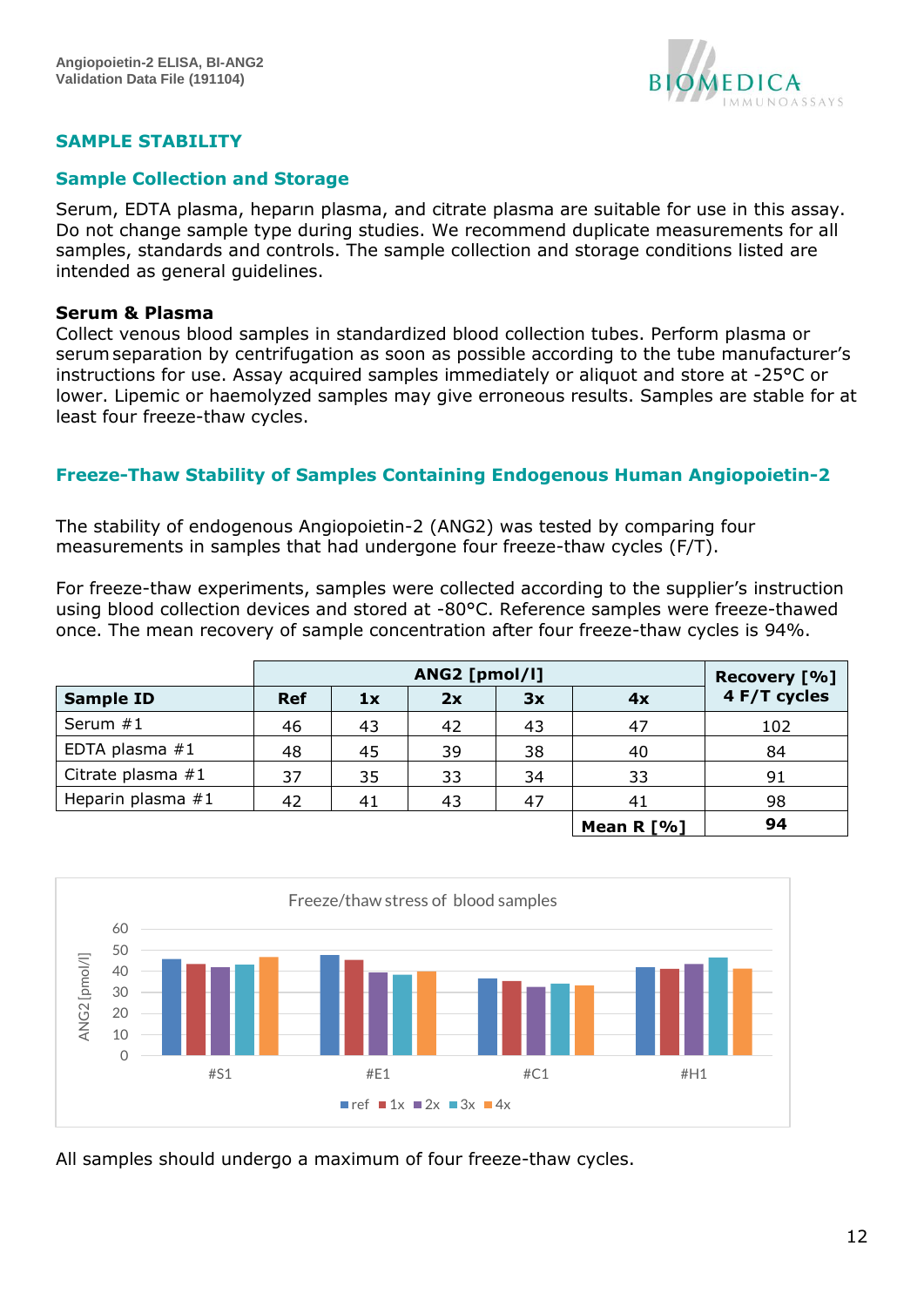## SAMPLE STABILITY

### Sample Collection and Storage

Serum, EDTA plasma, heparın plasma, and citrate plasma are suitable for use in this assay. Do not change sample type during studies. We recommend duplicate measurements for all samples, standards and controls. The sample collection and storage conditions listed are intended as general guidelines.

**Serum & Plasma**

Collect venous blood samples in standardized blood collection tubes. Perform plasma or serum separation by centrifugation as soon as possible according to the tube manufacturer's instructions for use. Assay acquired samples immediately or aliquot and store at -25°C or lower. Lipemic or haemolyzed samples may give erroneous results. Samples are stable for at least four freeze-thaw cycles.

### Freeze-Thaw Stability of Samples Containing Endogenous Human Angiopoietin-2

The stability of endogenous Angiopoietin-2 (ANG2) was tested by comparing four measurements in samples that had undergone four freeze-thaw cycles (F/T).

For freeze-thaw experiments, samples were collected according to the supplier's instruction using blood collection devices and stored at -80°C. Reference samples were freeze-thawed once. The mean recovery of sample concentration after four freeze-thaw cycles is 94%.

| | ANG2 [pmol/l] | | | | | Recovery [%] 4 F/T cycles |
|---|---|---|---|---|---|---|
| **Sample ID** | **Ref** | **1x** | **2x** | **3x** | **4x** | |
| Serum #1 | 46 | 43 | 42 | 43 | 47 | 102 |
| EDTA plasma #1 | 48 | 45 | 39 | 38 | 40 | 84 |
| Citrate plasma #1 | 37 | 35 | 33 | 34 | 33 | 91 |
| Heparin plasma #1 | 42 | 41 | 43 | 47 | 41 | 98 |
| | | | | | **Mean R [%]** | **94** |

Freeze/thaw stress of blood samples

All samples should undergo a maximum of four freeze-thaw cycles.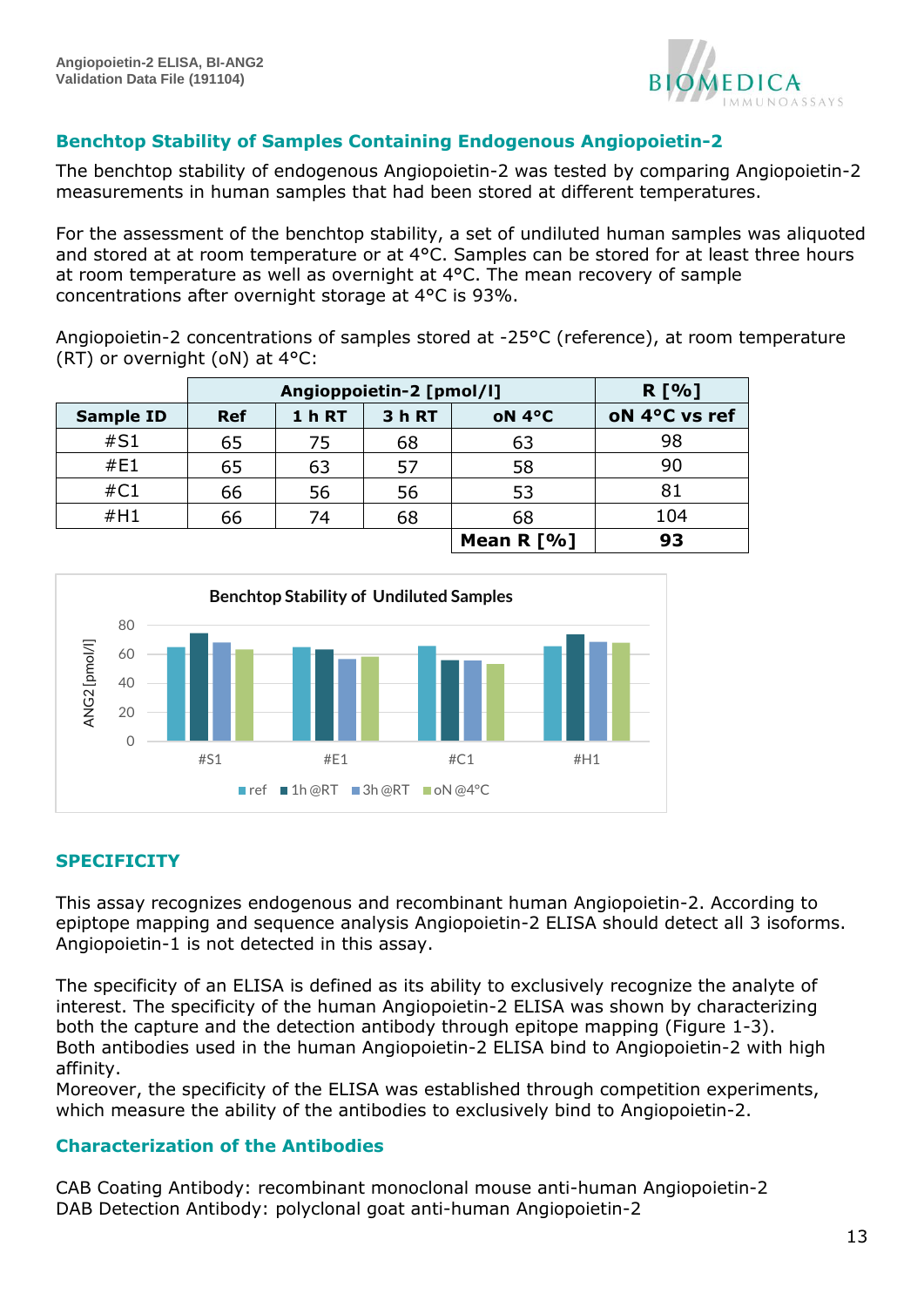## Benchtop Stability of Samples Containing Endogenous Angiopoietin-2

The benchtop stability of endogenous Angiopoietin-2 was tested by comparing Angiopoietin-2 measurements in human samples that had been stored at different temperatures.

For the assessment of the benchtop stability, a set of undiluted human samples was aliquoted and stored at at room temperature or at 4°C. Samples can be stored for at least three hours at room temperature as well as overnight at 4°C. The mean recovery of sample concentrations after overnight storage at 4°C is 93%.

Angiopoietin-2 concentrations of samples stored at -25°C (reference), at room temperature (RT) or overnight (oN) at 4°C:

| | Angioppoietin-2 [pmol/l] | | | | R [%] |
|---|---|---|---|---|---|
| **Sample ID** | **Ref** | **1 h RT** | **3 h RT** | **oN 4°C** | **oN 4°C vs ref** |
| #S1 | 65 | 75 | 68 | 63 | 98 |
| #E1 | 65 | 63 | 57 | 58 | 90 |
| #C1 | 66 | 56 | 56 | 53 | 81 |
| #H1 | 66 | 74 | 68 | 68 | 104 |
| | | | | **Mean R [%]** | **93** |

## SPECIFICITY

This assay recognizes endogenous and recombinant human Angiopoietin-2. According to epiptope mapping and sequence analysis Angiopoietin-2 ELISA should detect all 3 isoforms. Angiopoietin-1 is not detected in this assay.

The specificity of an ELISA is defined as its ability to exclusively recognize the analyte of interest. The specificity of the human Angiopoietin-2 ELISA was shown by characterizing both the capture and the detection antibody through epitope mapping (Figure 1-3). Both antibodies used in the human Angiopoietin-2 ELISA bind to Angiopoietin-2 with high affinity.
Moreover, the specificity of the ELISA was established through competition experiments, which measure the ability of the antibodies to exclusively bind to Angiopoietin-2.

### Characterization of the Antibodies

CAB Coating Antibody: recombinant monoclonal mouse anti-human Angiopoietin-2
DAB Detection Antibody: polyclonal goat anti-human Angiopoietin-2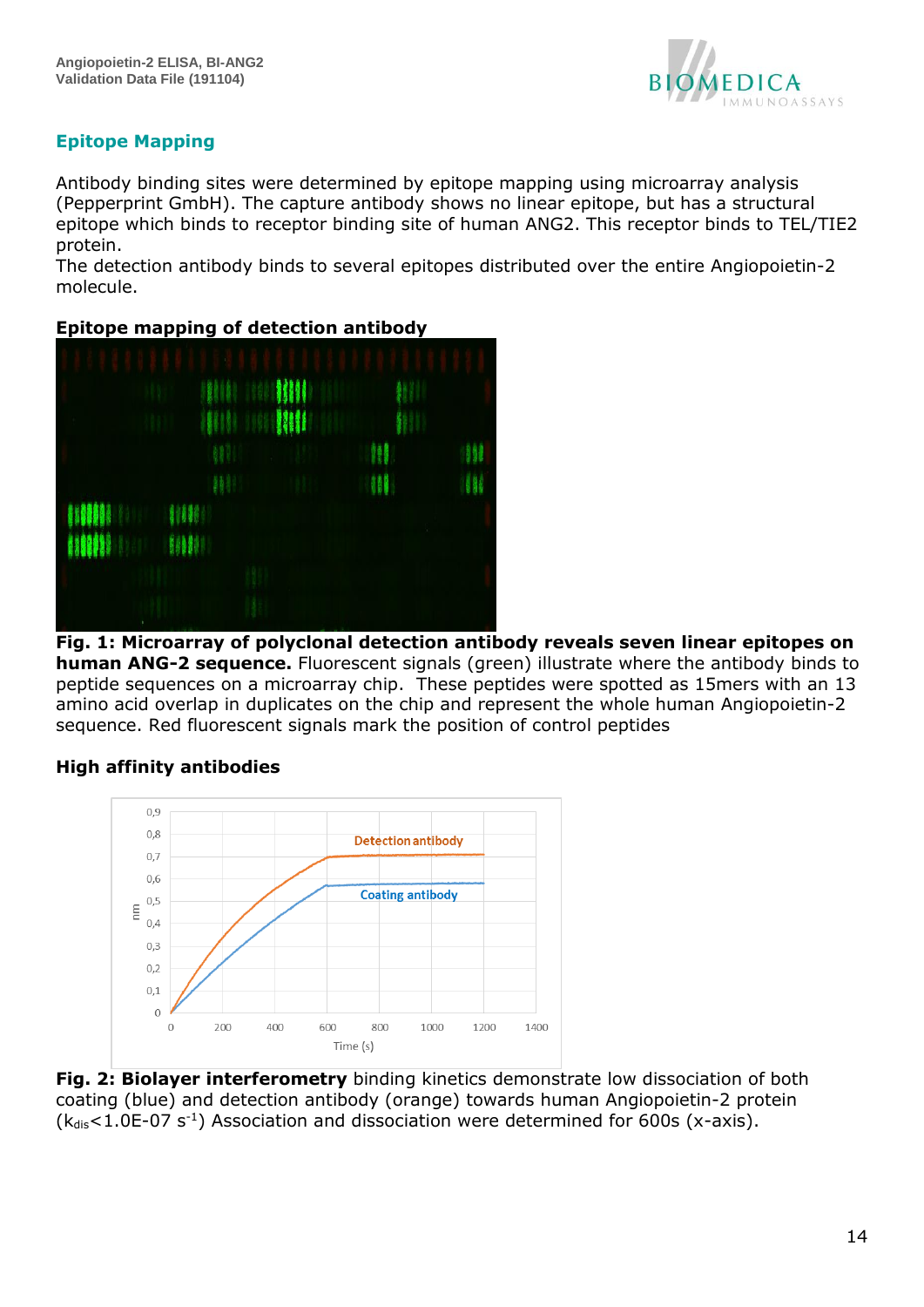## Epitope Mapping

Antibody binding sites were determined by epitope mapping using microarray analysis (Pepperprint GmbH). The capture antibody shows no linear epitope, but has a structural epitope which binds to receptor binding site of human ANG2. This receptor binds to TEL/TIE2 protein.
The detection antibody binds to several epitopes distributed over the entire Angiopoietin-2 molecule.

**Epitope mapping of detection antibody**

**Fig. 1: Microarray of polyclonal detection antibody reveals seven linear epitopes on human ANG-2 sequence.** Fluorescent signals (green) illustrate where the antibody binds to peptide sequences on a microarray chip. These peptides were spotted as 15mers with an 13 amino acid overlap in duplicates on the chip and represent the whole human Angiopoietin-2 sequence. Red fluorescent signals mark the position of control peptides

**High affinity antibodies**

**Fig. 2: Biolayer interferometry** binding kinetics demonstrate low dissociation of both coating (blue) and detection antibody (orange) towards human Angiopoietin-2 protein ($k_{dis}$<1.0E-07 $s^{-1}$) Association and dissociation were determined for 600s (x-axis).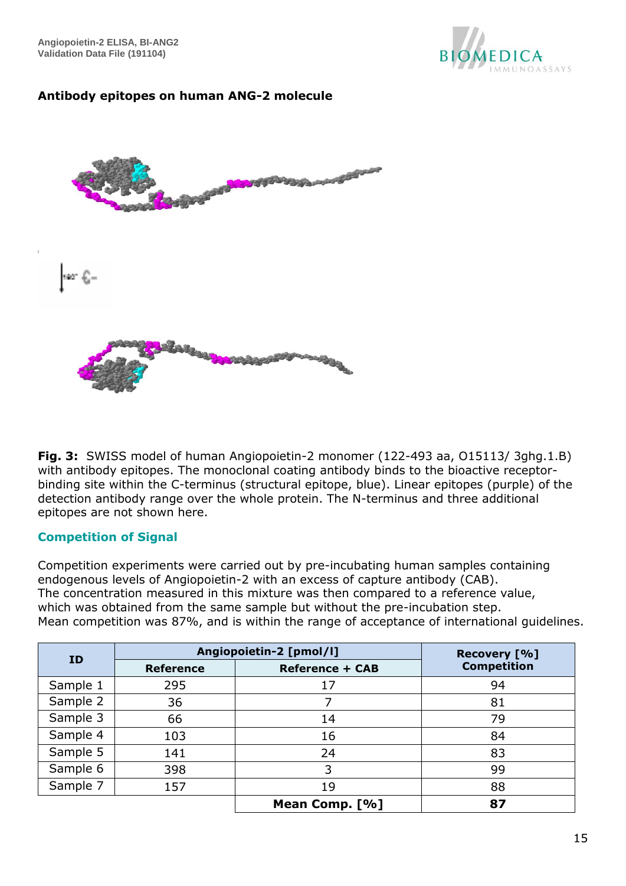## Antibody epitopes on human ANG-2 molecule

**Fig. 3:** SWISS model of human Angiopoietin-2 monomer (122-493 aa, O15113/ 3ghg.1.B) with antibody epitopes. The monoclonal coating antibody binds to the bioactive receptor-binding site within the C-terminus (structural epitope, blue). Linear epitopes (purple) of the detection antibody range over the whole protein. The N-terminus and three additional epitopes are not shown here.

## Competition of Signal

Competition experiments were carried out by pre-incubating human samples containing endogenous levels of Angiopoietin-2 with an excess of capture antibody (CAB). The concentration measured in this mixture was then compared to a reference value, which was obtained from the same sample but without the pre-incubation step. Mean competition was 87%, and is within the range of acceptance of international guidelines.

| ID | Angiopoietin-2 [pmol/l] | | Recovery [%] Competition |
|---|---|---|---|
| | Reference | Reference + CAB | |
| Sample 1 | 295 | 17 | 94 |
| Sample 2 | 36 | 7 | 81 |
| Sample 3 | 66 | 14 | 79 |
| Sample 4 | 103 | 16 | 84 |
| Sample 5 | 141 | 24 | 83 |
| Sample 6 | 398 | 3 | 99 |
| Sample 7 | 157 | 19 | 88 |
| | | **Mean Comp. [%]** | **87** |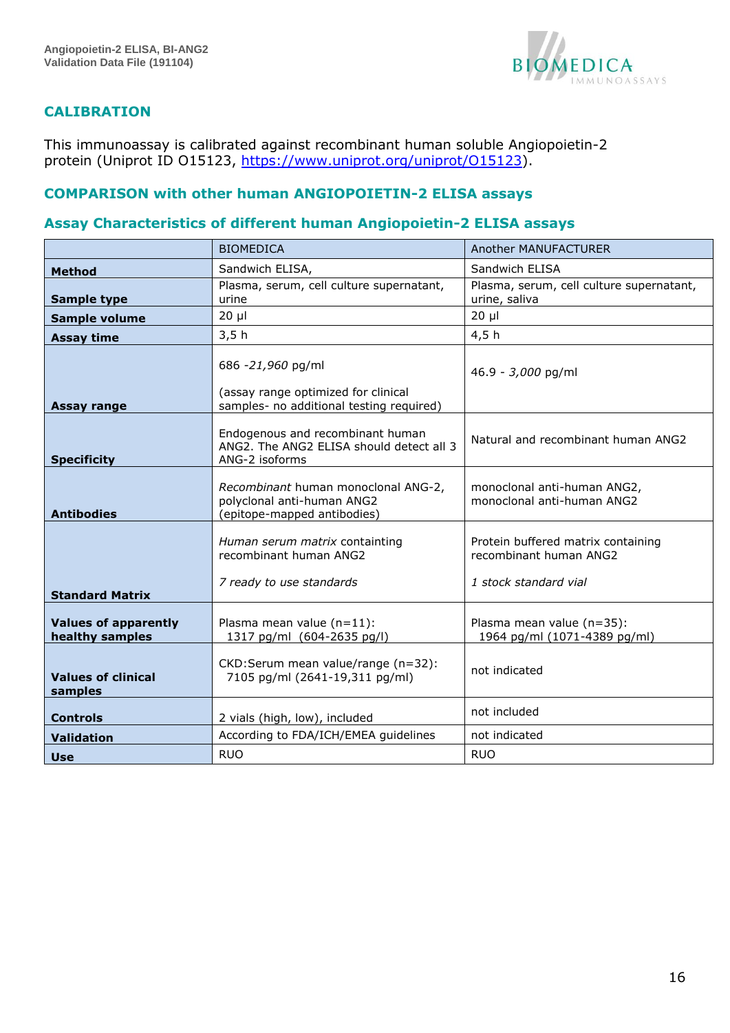## CALIBRATION

This immunoassay is calibrated against recombinant human soluble Angiopoietin-2 protein (Uniprot ID O15123, https://www.uniprot.org/uniprot/O15123).

## COMPARISON with other human ANGIOPOIETIN-2 ELISA assays

### Assay Characteristics of different human Angiopoietin-2 ELISA assays

| | BIOMEDICA | Another MANUFACTURER |
|---|---|---|
| **Method** | Sandwich ELISA, | Sandwich ELISA |
| **Sample type** | Plasma, serum, cell culture supernatant, urine | Plasma, serum, cell culture supernatant, urine, saliva |
| **Sample volume** | 20 µl | 20 µl |
| **Assay time** | 3,5 h | 4,5 h |
| **Assay range** | 686 -*21,960* pg/ml<br><br>(assay range optimized for clinical samples- no additional testing required) | 46.9 - *3,000* pg/ml |
| **Specificity** | Endogenous and recombinant human ANG2. The ANG2 ELISA should detect all 3 ANG-2 isoforms | Natural and recombinant human ANG2 |
| **Antibodies** | *Recombinant* human monoclonal ANG-2, polyclonal anti-human ANG2 (epitope-mapped antibodies) | monoclonal anti-human ANG2, monoclonal anti-human ANG2 |
| **Standard Matrix** | *Human serum matrix* containting recombinant human ANG2<br><br>*7 ready to use standards* | Protein buffered matrix containing recombinant human ANG2<br><br>*1 stock standard vial* |
| **Values of apparently healthy samples** | Plasma mean value (n=11): 1317 pg/ml (604-2635 pg/l) | Plasma mean value (n=35): 1964 pg/ml (1071-4389 pg/ml) |
| **Values of clinical samples** | CKD:Serum mean value/range (n=32): 7105 pg/ml (2641-19,311 pg/ml) | not indicated |
| **Controls** | 2 vials (high, low), included | not included |
| **Validation** | According to FDA/ICH/EMEA guidelines | not indicated |
| **Use** | RUO | RUO |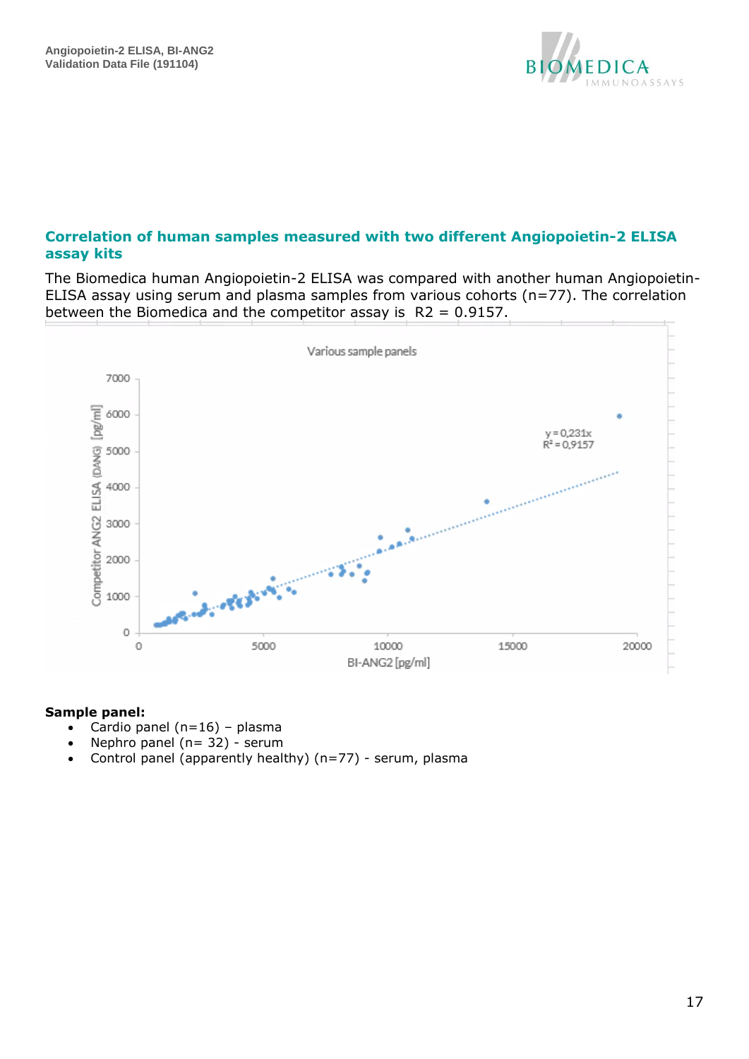## Correlation of human samples measured with two different Angiopoietin-2 ELISA assay kits

The Biomedica human Angiopoietin-2 ELISA was compared with another human Angiopoietin-ELISA assay using serum and plasma samples from various cohorts (n=77). The correlation between the Biomedica and the competitor assay is $R2 = 0.9157$.

**Sample panel:**

- Cardio panel (n=16) – plasma
- Nephro panel (n= 32) - serum
- Control panel (apparently healthy) (n=77) - serum, plasma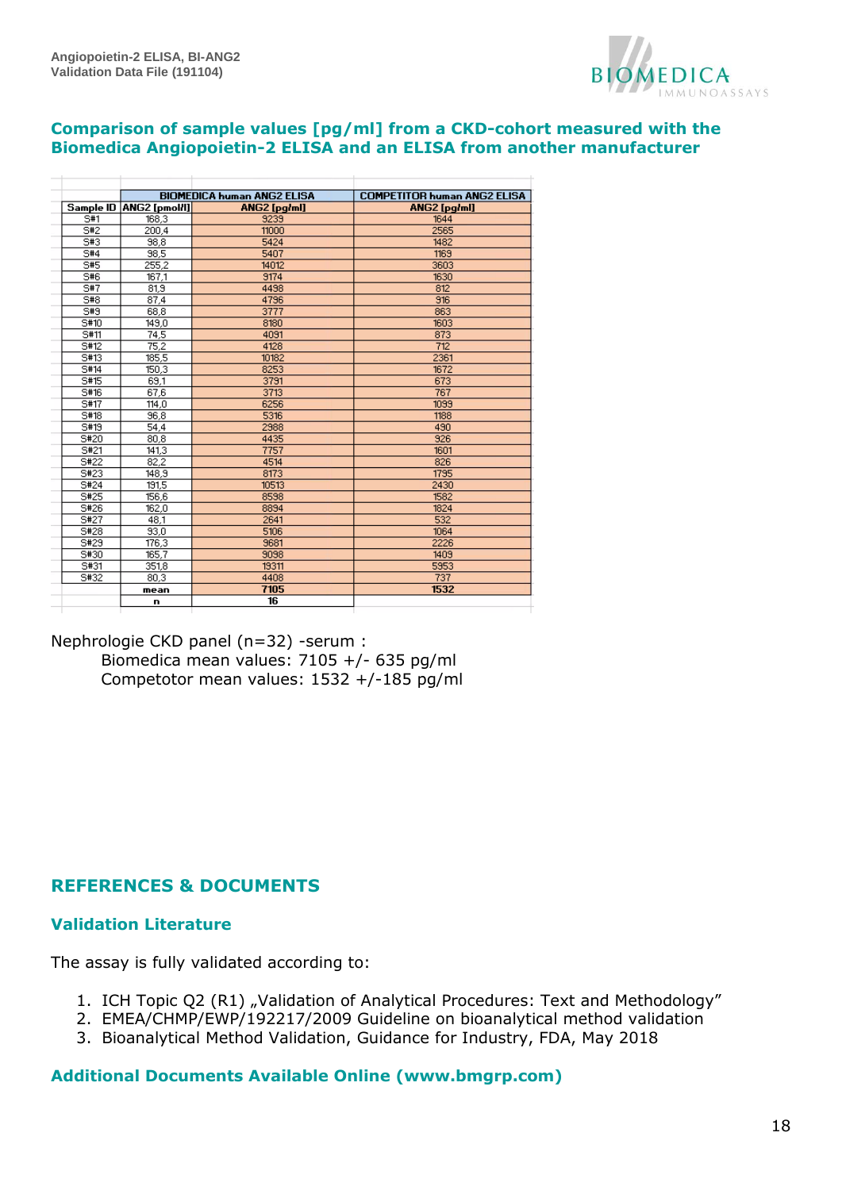## Comparison of sample values [pg/ml] from a CKD-cohort measured with the Biomedica Angiopoietin-2 ELISA and an ELISA from another manufacturer

| | BIOMEDICA human ANG2 ELISA | | COMPETITOR human ANG2 ELISA |
|---|---|---|---|
| Sample ID | ANG2 [pmol/l] | ANG2 [pg/ml] | ANG2 [pg/ml] |
| S#1 | 168,3 | 9239 | 1644 |
| S#2 | 200,4 | 11000 | 2565 |
| S#3 | 98,8 | 5424 | 1482 |
| S#4 | 98,5 | 5407 | 1169 |
| S#5 | 255,2 | 14012 | 3603 |
| S#6 | 167,1 | 9174 | 1630 |
| S#7 | 81,9 | 4498 | 812 |
| S#8 | 87,4 | 4796 | 916 |
| S#9 | 68,8 | 3777 | 863 |
| S#10 | 149,0 | 8180 | 1603 |
| S#11 | 74,5 | 4091 | 873 |
| S#12 | 75,2 | 4128 | 712 |
| S#13 | 185,5 | 10182 | 2361 |
| S#14 | 150,3 | 8253 | 1672 |
| S#15 | 69,1 | 3791 | 673 |
| S#16 | 67,6 | 3713 | 767 |
| S#17 | 114,0 | 6256 | 1099 |
| S#18 | 96,8 | 5316 | 1188 |
| S#19 | 54,4 | 2988 | 490 |
| S#20 | 80,8 | 4435 | 926 |
| S#21 | 141,3 | 7757 | 1601 |
| S#22 | 82,2 | 4514 | 826 |
| S#23 | 148,9 | 8173 | 1795 |
| S#24 | 191,5 | 10513 | 2430 |
| S#25 | 156,6 | 8598 | 1582 |
| S#26 | 162,0 | 8894 | 1824 |
| S#27 | 48,1 | 2641 | 532 |
| S#28 | 93,0 | 5106 | 1064 |
| S#29 | 176,3 | 9681 | 2226 |
| S#30 | 165,7 | 9098 | 1409 |
| S#31 | 351,8 | 19311 | 5953 |
| S#32 | 80,3 | 4408 | 737 |
| | mean | 7105 | 1532 |
| | n | 16 | |

Nephrologie CKD panel (n=32) -serum :

Biomedica mean values: 7105 +/- 635 pg/ml

Competotor mean values: 1532 +/-185 pg/ml

## REFERENCES & DOCUMENTS

### Validation Literature

The assay is fully validated according to:

1. ICH Topic Q2 (R1) „Validation of Analytical Procedures: Text and Methodology"
2. EMEA/CHMP/EWP/192217/2009 Guideline on bioanalytical method validation
3. Bioanalytical Method Validation, Guidance for Industry, FDA, May 2018

### Additional Documents Available Online (www.bmgrp.com)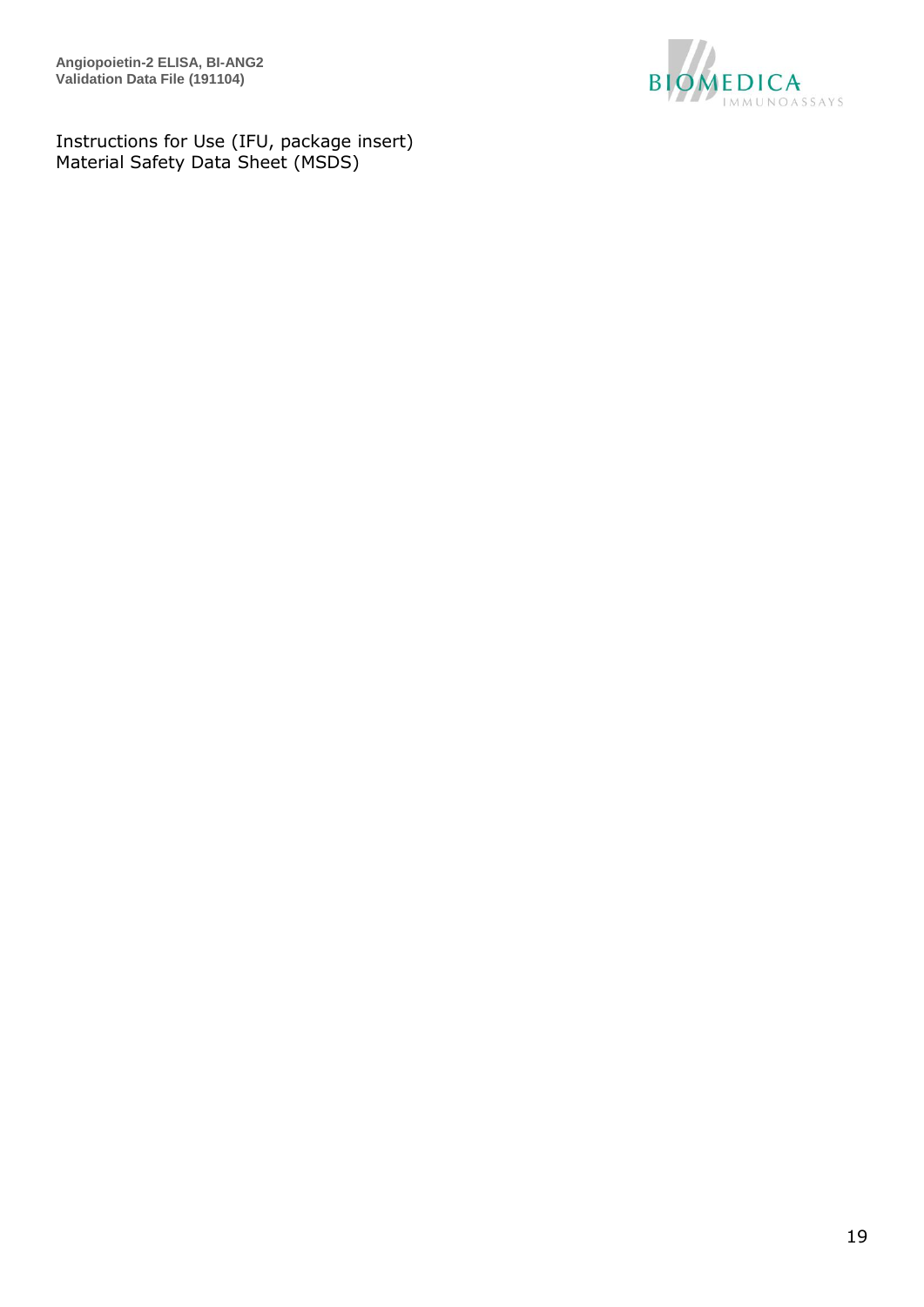Instructions for Use (IFU, package insert)
Material Safety Data Sheet (MSDS)